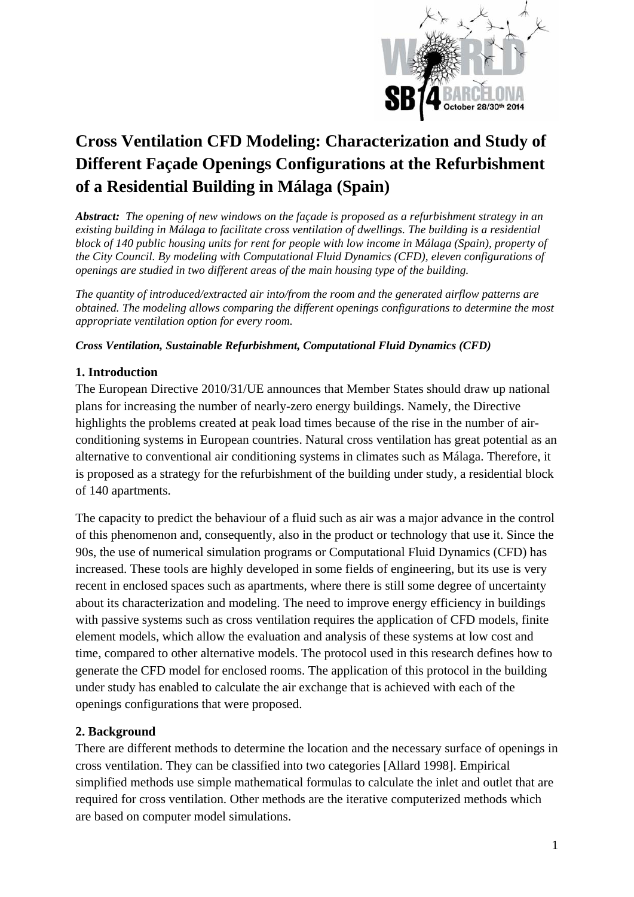# Cross Ventilation CFD Modeling: Characterization and Study of Different Façade Openings Configurations at the Refurbishment of a Residential Building in Málaga (Spain)

***Abstract:*** *The opening of new windows on the façade is proposed as a refurbishment strategy in an existing building in Málaga to facilitate cross ventilation of dwellings. The building is a residential block of 140 public housing units for rent for people with low income in Málaga (Spain), property of the City Council. By modeling with Computational Fluid Dynamics (CFD), eleven configurations of openings are studied in two different areas of the main housing type of the building.*

*The quantity of introduced/extracted air into/from the room and the generated airflow patterns are obtained. The modeling allows comparing the different openings configurations to determine the most appropriate ventilation option for every room.*

***Cross Ventilation, Sustainable Refurbishment, Computational Fluid Dynamics (CFD)***

## 1. Introduction

The European Directive 2010/31/UE announces that Member States should draw up national plans for increasing the number of nearly-zero energy buildings. Namely, the Directive highlights the problems created at peak load times because of the rise in the number of air-conditioning systems in European countries. Natural cross ventilation has great potential as an alternative to conventional air conditioning systems in climates such as Málaga. Therefore, it is proposed as a strategy for the refurbishment of the building under study, a residential block of 140 apartments.

The capacity to predict the behaviour of a fluid such as air was a major advance in the control of this phenomenon and, consequently, also in the product or technology that use it. Since the 90s, the use of numerical simulation programs or Computational Fluid Dynamics (CFD) has increased. These tools are highly developed in some fields of engineering, but its use is very recent in enclosed spaces such as apartments, where there is still some degree of uncertainty about its characterization and modeling. The need to improve energy efficiency in buildings with passive systems such as cross ventilation requires the application of CFD models, finite element models, which allow the evaluation and analysis of these systems at low cost and time, compared to other alternative models. The protocol used in this research defines how to generate the CFD model for enclosed rooms. The application of this protocol in the building under study has enabled to calculate the air exchange that is achieved with each of the openings configurations that were proposed.

## 2. Background

There are different methods to determine the location and the necessary surface of openings in cross ventilation. They can be classified into two categories [Allard 1998]. Empirical simplified methods use simple mathematical formulas to calculate the inlet and outlet that are required for cross ventilation. Other methods are the iterative computerized methods which are based on computer model simulations.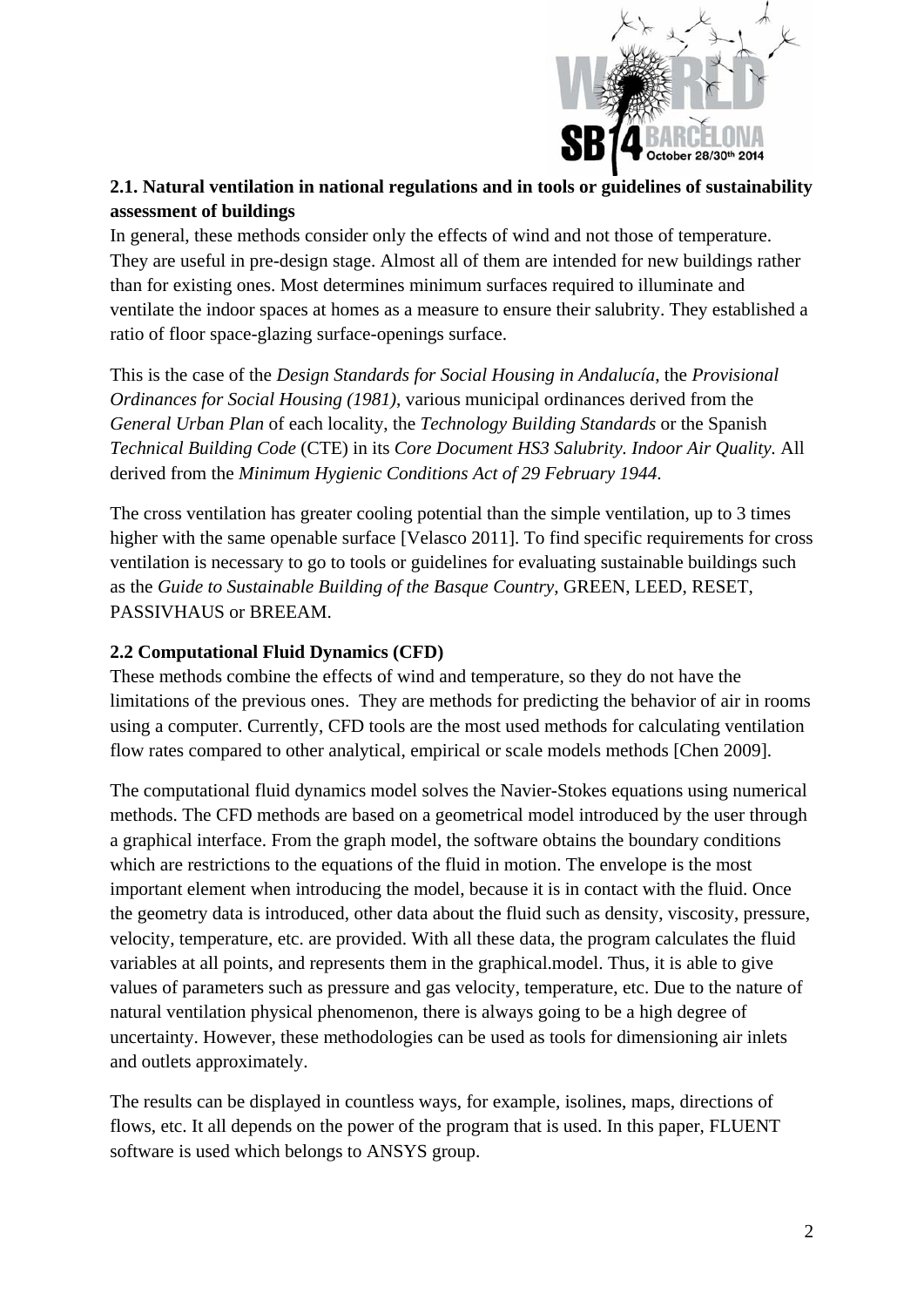## 2.1. Natural ventilation in national regulations and in tools or guidelines of sustainability assessment of buildings

In general, these methods consider only the effects of wind and not those of temperature. They are useful in pre-design stage. Almost all of them are intended for new buildings rather than for existing ones. Most determines minimum surfaces required to illuminate and ventilate the indoor spaces at homes as a measure to ensure their salubrity. They established a ratio of floor space-glazing surface-openings surface.

This is the case of the *Design Standards for Social Housing in Andalucía*, the *Provisional Ordinances for Social Housing (1981)*, various municipal ordinances derived from the *General Urban Plan* of each locality, the *Technology Building Standards* or the Spanish *Technical Building Code* (CTE) in its *Core Document HS3 Salubrity. Indoor Air Quality.* All derived from the *Minimum Hygienic Conditions Act of 29 February 1944*.

The cross ventilation has greater cooling potential than the simple ventilation, up to 3 times higher with the same openable surface [Velasco 2011]. To find specific requirements for cross ventilation is necessary to go to tools or guidelines for evaluating sustainable buildings such as the *Guide to Sustainable Building of the Basque Country*, GREEN, LEED, RESET, PASSIVHAUS or BREEAM.

## 2.2 Computational Fluid Dynamics (CFD)

These methods combine the effects of wind and temperature, so they do not have the limitations of the previous ones. They are methods for predicting the behavior of air in rooms using a computer. Currently, CFD tools are the most used methods for calculating ventilation flow rates compared to other analytical, empirical or scale models methods [Chen 2009].

The computational fluid dynamics model solves the Navier-Stokes equations using numerical methods. The CFD methods are based on a geometrical model introduced by the user through a graphical interface. From the graph model, the software obtains the boundary conditions which are restrictions to the equations of the fluid in motion. The envelope is the most important element when introducing the model, because it is in contact with the fluid. Once the geometry data is introduced, other data about the fluid such as density, viscosity, pressure, velocity, temperature, etc. are provided. With all these data, the program calculates the fluid variables at all points, and represents them in the graphical.model. Thus, it is able to give values of parameters such as pressure and gas velocity, temperature, etc. Due to the nature of natural ventilation physical phenomenon, there is always going to be a high degree of uncertainty. However, these methodologies can be used as tools for dimensioning air inlets and outlets approximately.

The results can be displayed in countless ways, for example, isolines, maps, directions of flows, etc. It all depends on the power of the program that is used. In this paper, FLUENT software is used which belongs to ANSYS group.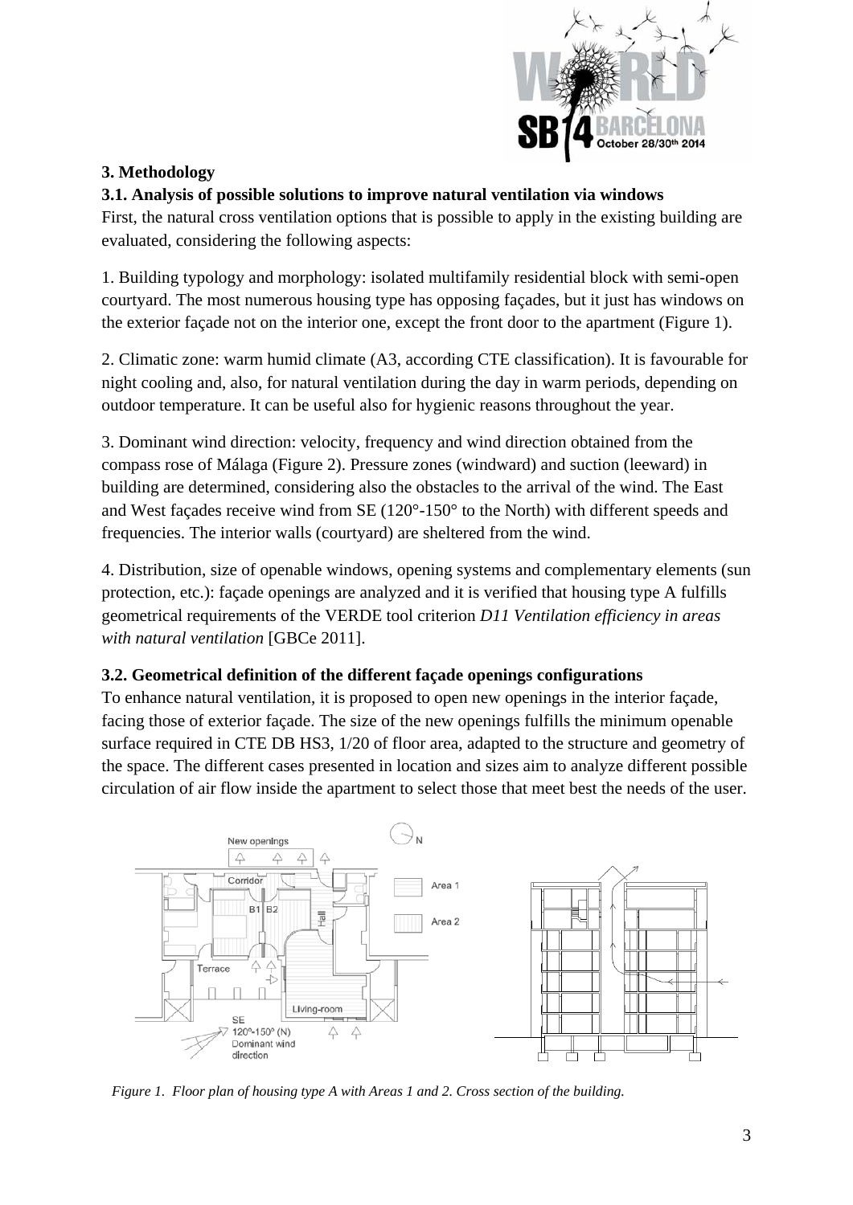## 3. Methodology

### 3.1. Analysis of possible solutions to improve natural ventilation via windows

First, the natural cross ventilation options that is possible to apply in the existing building are evaluated, considering the following aspects:

1. Building typology and morphology: isolated multifamily residential block with semi-open courtyard. The most numerous housing type has opposing façades, but it just has windows on the exterior façade not on the interior one, except the front door to the apartment (Figure 1).

2. Climatic zone: warm humid climate (A3, according CTE classification). It is favourable for night cooling and, also, for natural ventilation during the day in warm periods, depending on outdoor temperature. It can be useful also for hygienic reasons throughout the year.

3. Dominant wind direction: velocity, frequency and wind direction obtained from the compass rose of Málaga (Figure 2). Pressure zones (windward) and suction (leeward) in building are determined, considering also the obstacles to the arrival of the wind. The East and West façades receive wind from SE (120°-150° to the North) with different speeds and frequencies. The interior walls (courtyard) are sheltered from the wind.

4. Distribution, size of openable windows, opening systems and complementary elements (sun protection, etc.): façade openings are analyzed and it is verified that housing type A fulfills geometrical requirements of the VERDE tool criterion *D11 Ventilation efficiency in areas with natural ventilation* [GBCe 2011].

### 3.2. Geometrical definition of the different façade openings configurations

To enhance natural ventilation, it is proposed to open new openings in the interior façade, facing those of exterior façade. The size of the new openings fulfills the minimum openable surface required in CTE DB HS3, 1/20 of floor area, adapted to the structure and geometry of the space. The different cases presented in location and sizes aim to analyze different possible circulation of air flow inside the apartment to select those that meet best the needs of the user.

*Figure 1. Floor plan of housing type A with Areas 1 and 2. Cross section of the building.*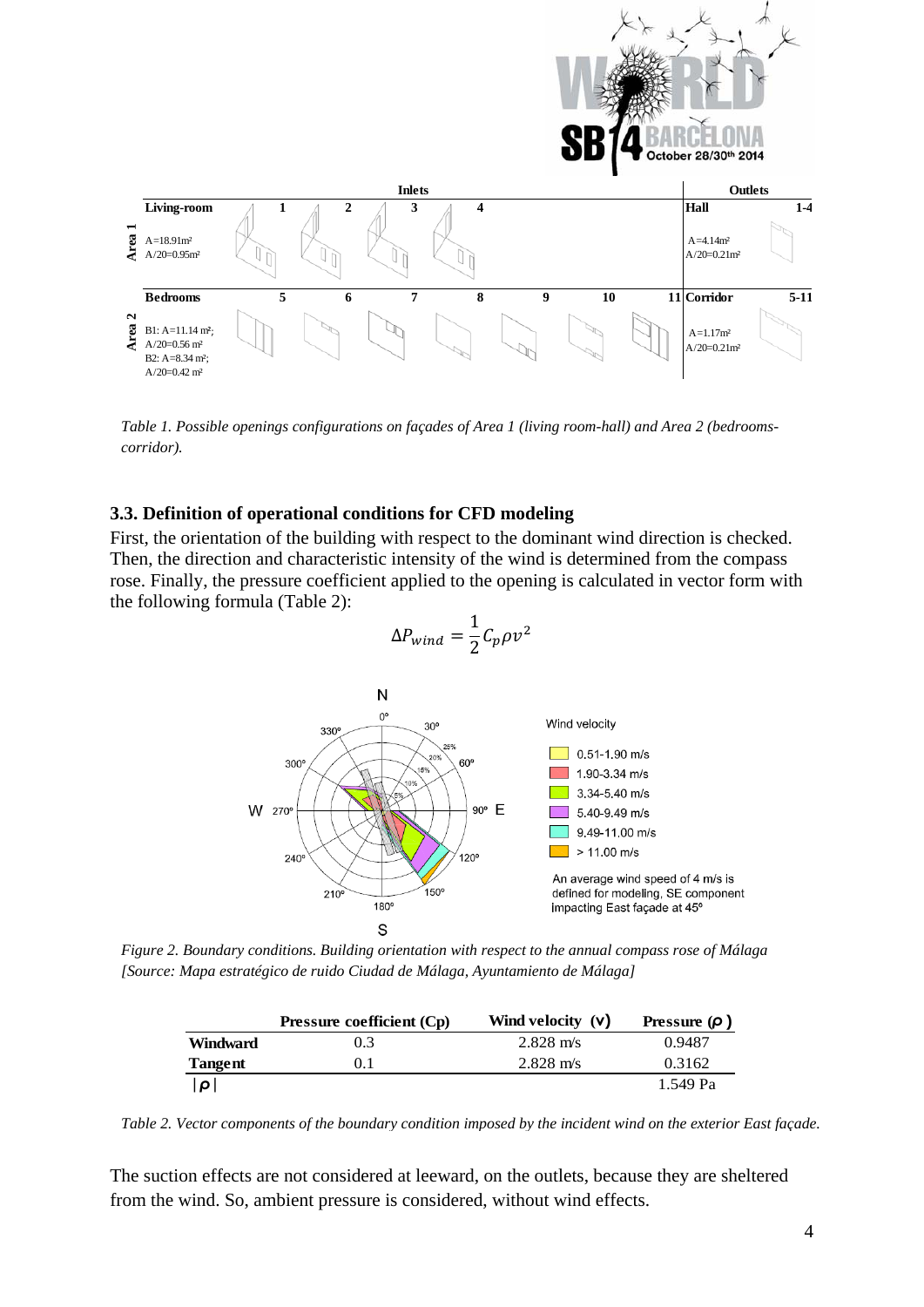| | Inlets | | | | | | | | Outlets | |
|---|---|---|---|---|---|---|---|---|---|---|
| **Living-room** | **1** | **2** | **3** | **4** | | | | | **Hall** | **1-4** |
| **Area 1** A=18.91m²<br>A/20=0.95m² | | | | | | | | | A=4.14m²<br>A/20=0.21m² | |
| **Bedrooms** | **5** | **6** | **7** | **8** | **9** | **10** | **11** | | **Corridor** | **5-11** |
| **Area 2** B1: A=11.14 m²;<br>A/20=0.56 m²<br>B2: A=8.34 m²;<br>A/20=0.42 m² | | | | | | | | | A=1.17m²<br>A/20=0.21m² | |

*Table 1. Possible openings configurations on façades of Area 1 (living room-hall) and Area 2 (bedrooms-corridor).*

### 3.3. Definition of operational conditions for CFD modeling

First, the orientation of the building with respect to the dominant wind direction is checked. Then, the direction and characteristic intensity of the wind is determined from the compass rose. Finally, the pressure coefficient applied to the opening is calculated in vector form with the following formula (Table 2):

$$\Delta P_{wind} = \frac{1}{2} C_p \rho v^2$$

*Figure 2. Boundary conditions. Building orientation with respect to the annual compass rose of Málaga [Source: Mapa estratégico de ruido Ciudad de Málaga, Ayuntamiento de Málaga]*

| | Pressure coefficient (Cp) | Wind velocity (v) | Pressure (ρ) |
|---|---|---|---|
| **Windward** | 0.3 | 2.828 m/s | 0.9487 |
| **Tangent** | 0.1 | 2.828 m/s | 0.3162 |
| **\|ρ\|** | | | 1.549 Pa |

*Table 2. Vector components of the boundary condition imposed by the incident wind on the exterior East façade.*

The suction effects are not considered at leeward, on the outlets, because they are sheltered from the wind. So, ambient pressure is considered, without wind effects.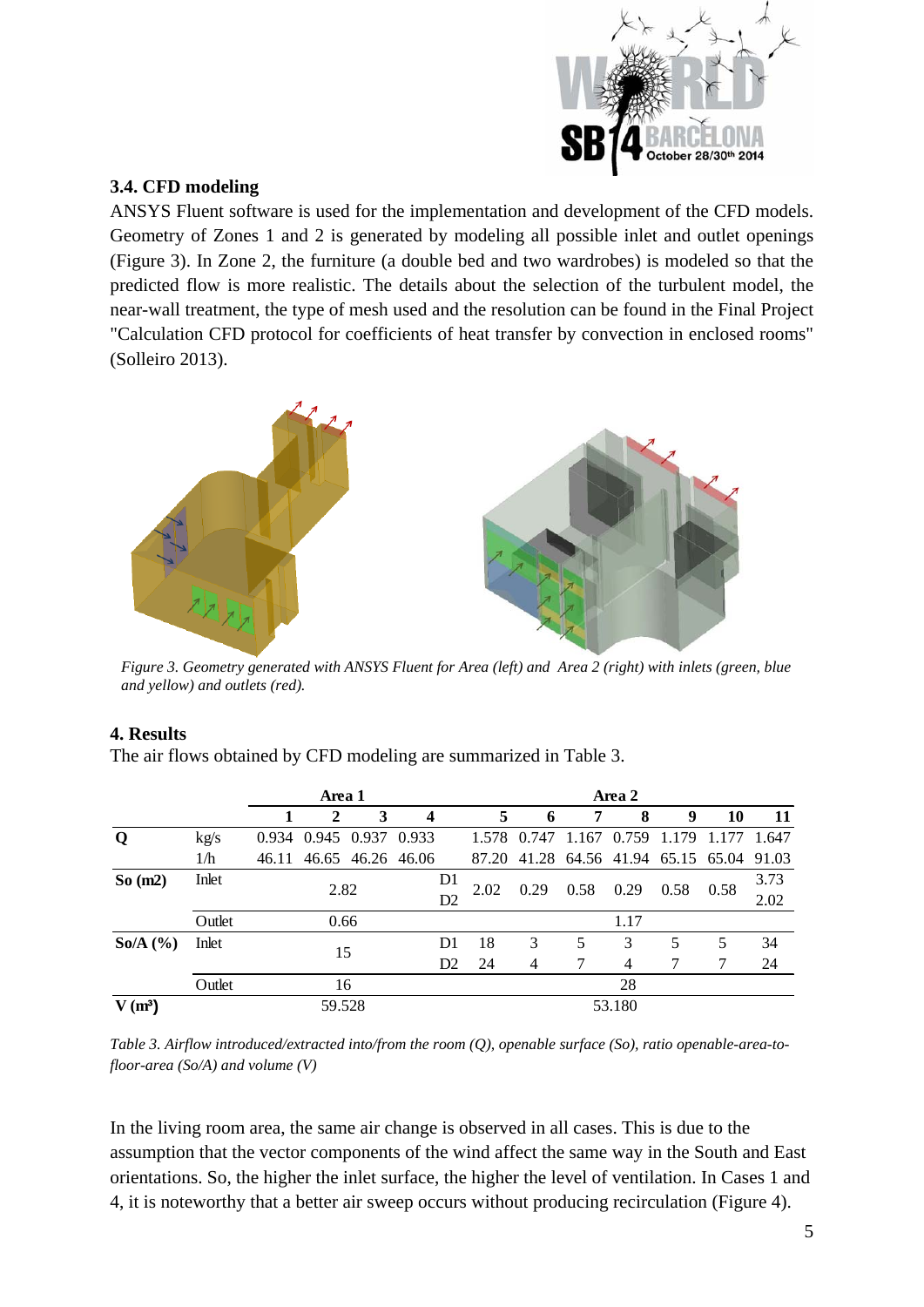### 3.4. CFD modeling

ANSYS Fluent software is used for the implementation and development of the CFD models. Geometry of Zones 1 and 2 is generated by modeling all possible inlet and outlet openings (Figure 3). In Zone 2, the furniture (a double bed and two wardrobes) is modeled so that the predicted flow is more realistic. The details about the selection of the turbulent model, the near-wall treatment, the type of mesh used and the resolution can be found in the Final Project "Calculation CFD protocol for coefficients of heat transfer by convection in enclosed rooms" (Solleiro 2013).

*Figure 3. Geometry generated with ANSYS Fluent for Area (left) and Area 2 (right) with inlets (green, blue and yellow) and outlets (red).*

## 4. Results

The air flows obtained by CFD modeling are summarized in Table 3.

| | | Area 1 | | | | | Area 2 | | | | | | |
|---|---|---|---|---|---|---|---|---|---|---|---|---|---|
| | | 1 | 2 | 3 | 4 | | 5 | 6 | 7 | 8 | 9 | 10 | 11 |
| **Q** | kg/s | 0.934 | 0.945 | 0.937 | 0.933 | | 1.578 | 0.747 | 1.167 | 0.759 | 1.179 | 1.177 | 1.647 |
| | 1/h | 46.11 | 46.65 | 46.26 | 46.06 | | 87.20 | 41.28 | 64.56 | 41.94 | 65.15 | 65.04 | 91.03 |
| **So (m2)** | Inlet | 2.82 | | | | D1 | 2.02 | 0.29 | 0.58 | 0.29 | 0.58 | 0.58 | 3.73 |
| | | | | | | D2 | | | | | | | 2.02 |
| | Outlet | 0.66 | | | | | 1.17 | | | | | | |
| **So/A (%)** | Inlet | 15 | | | | D1 | 18 | 3 | 5 | 3 | 5 | 5 | 34 |
| | | | | | | D2 | 24 | 4 | 7 | 4 | 7 | 7 | 24 |
| | Outlet | 16 | | | | | 28 | | | | | | |
| **V (m³)** | | 59.528 | | | | | 53.180 | | | | | | |

*Table 3. Airflow introduced/extracted into/from the room (Q), openable surface (So), ratio openable-area-to-floor-area (So/A) and volume (V)*

In the living room area, the same air change is observed in all cases. This is due to the assumption that the vector components of the wind affect the same way in the South and East orientations. So, the higher the inlet surface, the higher the level of ventilation. In Cases 1 and 4, it is noteworthy that a better air sweep occurs without producing recirculation (Figure 4).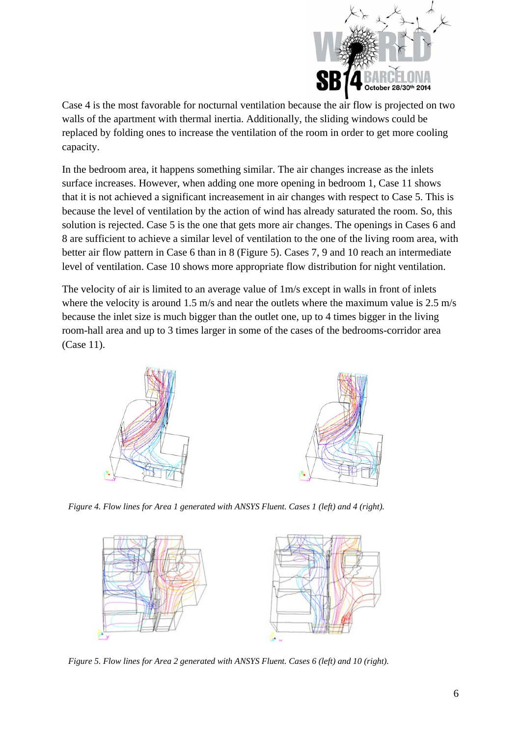Case 4 is the most favorable for nocturnal ventilation because the air flow is projected on two walls of the apartment with thermal inertia. Additionally, the sliding windows could be replaced by folding ones to increase the ventilation of the room in order to get more cooling capacity.

In the bedroom area, it happens something similar. The air changes increase as the inlets surface increases. However, when adding one more opening in bedroom 1, Case 11 shows that it is not achieved a significant increasement in air changes with respect to Case 5. This is because the level of ventilation by the action of wind has already saturated the room. So, this solution is rejected. Case 5 is the one that gets more air changes. The openings in Cases 6 and 8 are sufficient to achieve a similar level of ventilation to the one of the living room area, with better air flow pattern in Case 6 than in 8 (Figure 5). Cases 7, 9 and 10 reach an intermediate level of ventilation. Case 10 shows more appropriate flow distribution for night ventilation.

The velocity of air is limited to an average value of 1m/s except in walls in front of inlets where the velocity is around 1.5 m/s and near the outlets where the maximum value is 2.5 m/s because the inlet size is much bigger than the outlet one, up to 4 times bigger in the living room-hall area and up to 3 times larger in some of the cases of the bedrooms-corridor area (Case 11).

*Figure 4. Flow lines for Area 1 generated with ANSYS Fluent. Cases 1 (left) and 4 (right).*

*Figure 5. Flow lines for Area 2 generated with ANSYS Fluent. Cases 6 (left) and 10 (right).*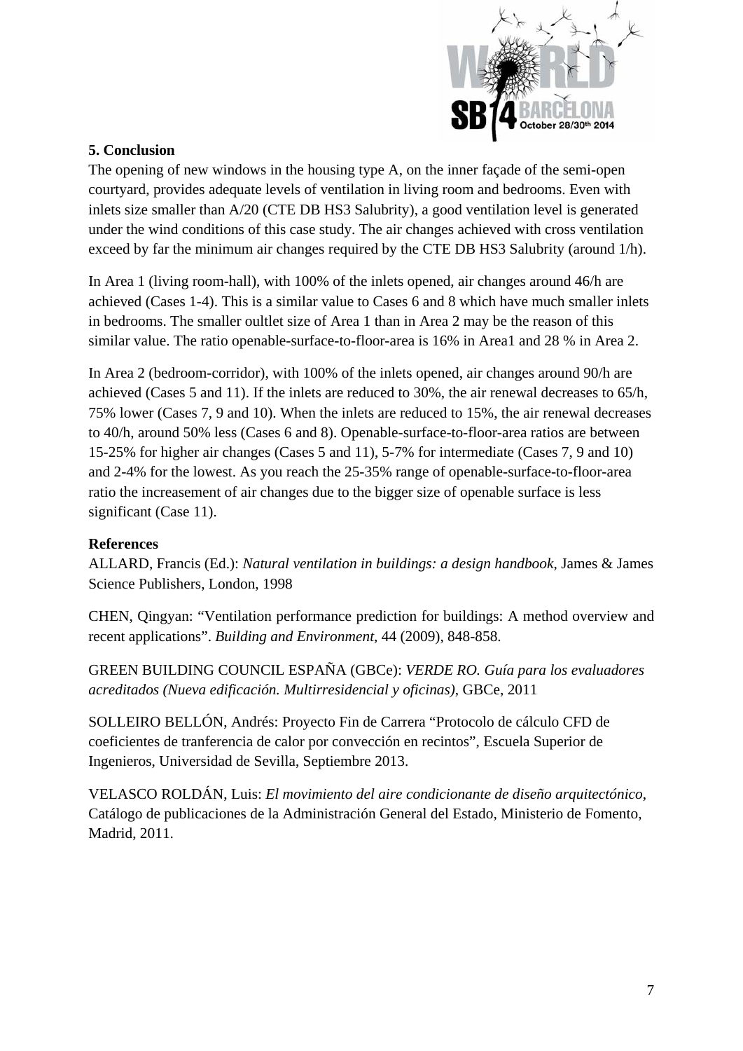## 5. Conclusion

The opening of new windows in the housing type A, on the inner façade of the semi-open courtyard, provides adequate levels of ventilation in living room and bedrooms. Even with inlets size smaller than A/20 (CTE DB HS3 Salubrity), a good ventilation level is generated under the wind conditions of this case study. The air changes achieved with cross ventilation exceed by far the minimum air changes required by the CTE DB HS3 Salubrity (around 1/h).

In Area 1 (living room-hall), with 100% of the inlets opened, air changes around 46/h are achieved (Cases 1-4). This is a similar value to Cases 6 and 8 which have much smaller inlets in bedrooms. The smaller oultlet size of Area 1 than in Area 2 may be the reason of this similar value. The ratio openable-surface-to-floor-area is 16% in Area1 and 28 % in Area 2.

In Area 2 (bedroom-corridor), with 100% of the inlets opened, air changes around 90/h are achieved (Cases 5 and 11). If the inlets are reduced to 30%, the air renewal decreases to 65/h, 75% lower (Cases 7, 9 and 10). When the inlets are reduced to 15%, the air renewal decreases to 40/h, around 50% less (Cases 6 and 8). Openable-surface-to-floor-area ratios are between 15-25% for higher air changes (Cases 5 and 11), 5-7% for intermediate (Cases 7, 9 and 10) and 2-4% for the lowest. As you reach the 25-35% range of openable-surface-to-floor-area ratio the increasement of air changes due to the bigger size of openable surface is less significant (Case 11).

## References

ALLARD, Francis (Ed.): *Natural ventilation in buildings: a design handbook*, James & James Science Publishers, London, 1998

CHEN, Qingyan: “Ventilation performance prediction for buildings: A method overview and recent applications”. *Building and Environment*, 44 (2009), 848-858.

GREEN BUILDING COUNCIL ESPAÑA (GBCe): *VERDE RO. Guía para los evaluadores acreditados (Nueva edificación. Multirresidencial y oficinas)*, GBCe, 2011

SOLLEIRO BELLÓN, Andrés: Proyecto Fin de Carrera “Protocolo de cálculo CFD de coeficientes de tranferencia de calor por convección en recintos”, Escuela Superior de Ingenieros, Universidad de Sevilla, Septiembre 2013.

VELASCO ROLDÁN, Luis: *El movimiento del aire condicionante de diseño arquitectónico*, Catálogo de publicaciones de la Administración General del Estado, Ministerio de Fomento, Madrid, 2011.